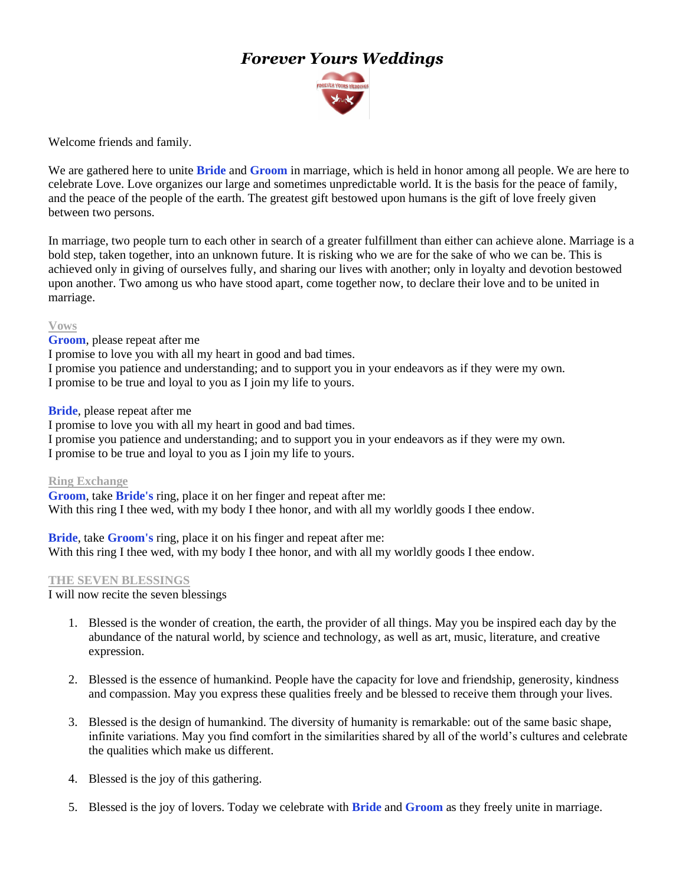# *Forever Yours Weddings*

Welcome friends and family.

We are gathered here to unite **Bride** and **Groom** in marriage, which is held in honor among all people. We are here to celebrate Love. Love organizes our large and sometimes unpredictable world. It is the basis for the peace of family, and the peace of the people of the earth. The greatest gift bestowed upon humans is the gift of love freely given between two persons.

In marriage, two people turn to each other in search of a greater fulfillment than either can achieve alone. Marriage is a bold step, taken together, into an unknown future. It is risking who we are for the sake of who we can be. This is achieved only in giving of ourselves fully, and sharing our lives with another; only in loyalty and devotion bestowed upon another. Two among us who have stood apart, come together now, to declare their love and to be united in marriage.

**Vows**

**Groom**, please repeat after me
I promise to love you with all my heart in good and bad times.
I promise you patience and understanding; and to support you in your endeavors as if they were my own.
I promise to be true and loyal to you as I join my life to yours.

**Bride**, please repeat after me
I promise to love you with all my heart in good and bad times.
I promise you patience and understanding; and to support you in your endeavors as if they were my own.
I promise to be true and loyal to you as I join my life to yours.

**Ring Exchange**

**Groom**, take **Bride's** ring, place it on her finger and repeat after me:
With this ring I thee wed, with my body I thee honor, and with all my worldly goods I thee endow.

**Bride**, take **Groom's** ring, place it on his finger and repeat after me:
With this ring I thee wed, with my body I thee honor, and with all my worldly goods I thee endow.

**THE SEVEN BLESSINGS**

I will now recite the seven blessings

1. Blessed is the wonder of creation, the earth, the provider of all things. May you be inspired each day by the abundance of the natural world, by science and technology, as well as art, music, literature, and creative expression.

2. Blessed is the essence of humankind. People have the capacity for love and friendship, generosity, kindness and compassion. May you express these qualities freely and be blessed to receive them through your lives.

3. Blessed is the design of humankind. The diversity of humanity is remarkable: out of the same basic shape, infinite variations. May you find comfort in the similarities shared by all of the world's cultures and celebrate the qualities which make us different.

4. Blessed is the joy of this gathering.

5. Blessed is the joy of lovers. Today we celebrate with **Bride** and **Groom** as they freely unite in marriage.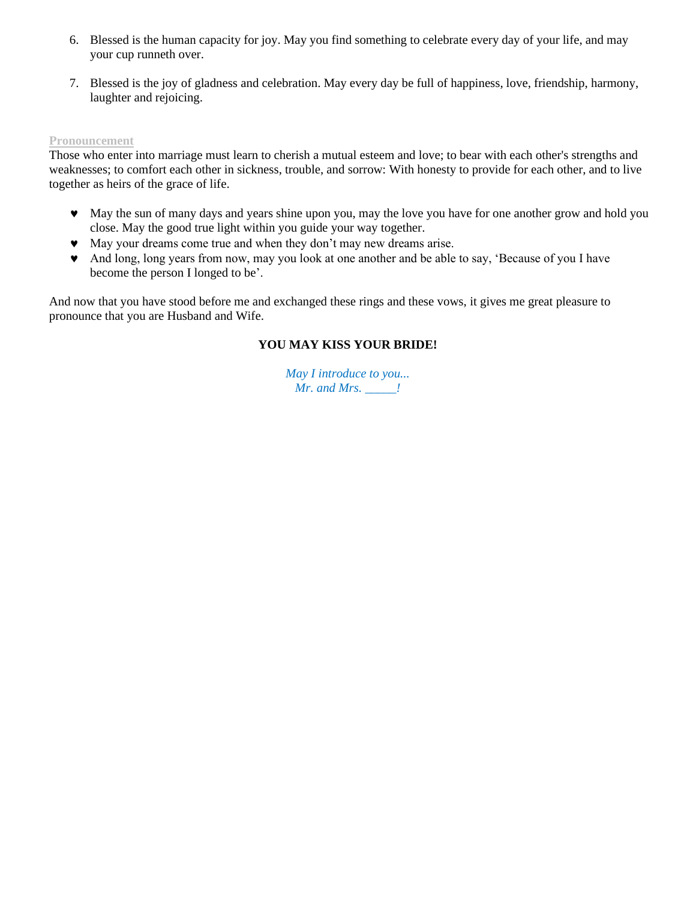6. Blessed is the human capacity for joy. May you find something to celebrate every day of your life, and may your cup runneth over.

7. Blessed is the joy of gladness and celebration. May every day be full of happiness, love, friendship, harmony, laughter and rejoicing.

**Pronouncement**

Those who enter into marriage must learn to cherish a mutual esteem and love; to bear with each other's strengths and weaknesses; to comfort each other in sickness, trouble, and sorrow: With honesty to provide for each other, and to live together as heirs of the grace of life.

- May the sun of many days and years shine upon you, may the love you have for one another grow and hold you close. May the good true light within you guide your way together.
- May your dreams come true and when they don't may new dreams arise.
- And long, long years from now, may you look at one another and be able to say, 'Because of you I have become the person I longed to be'.

And now that you have stood before me and exchanged these rings and these vows, it gives me great pleasure to pronounce that you are Husband and Wife.

**YOU MAY KISS YOUR BRIDE!**

*May I introduce to you...*
*Mr. and Mrs. _____!*